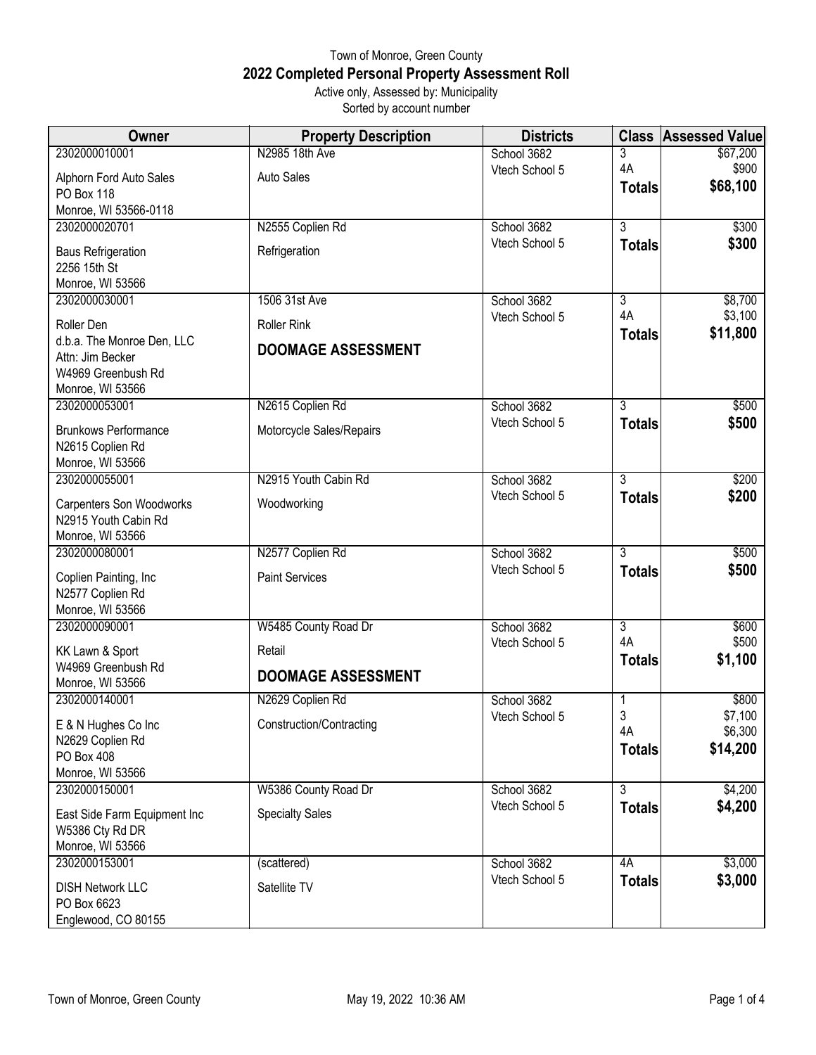Town of Monroe, Green County

# 2022 Completed Personal Property Assessment Roll

Active only, Assessed by: Municipality

Sorted by account number

| Owner | Property Description | Districts | Class | Assessed Value |
|---|---|---|---|---|
| 2302000010001<br>Alphorn Ford Auto Sales<br>PO Box 118<br>Monroe, WI 53566-0118 | N2985 18th Ave<br>Auto Sales | School 3682<br>Vtech School 5 | 3<br>4A<br>**Totals** | $67,200<br>$900<br>**$68,100** |
| 2302000020701<br>Baus Refrigeration<br>2256 15th St<br>Monroe, WI 53566 | N2555 Coplien Rd<br>Refrigeration | School 3682<br>Vtech School 5 | 3<br>**Totals** | $300<br>**$300** |
| 2302000030001<br>Roller Den<br>d.b.a. The Monroe Den, LLC<br>Attn: Jim Becker<br>W4969 Greenbush Rd<br>Monroe, WI 53566 | 1506 31st Ave<br>Roller Rink<br>**DOOMAGE ASSESSMENT** | School 3682<br>Vtech School 5 | 3<br>4A<br>**Totals** | $8,700<br>$3,100<br>**$11,800** |
| 2302000053001<br>Brunkows Performance<br>N2615 Coplien Rd<br>Monroe, WI 53566 | N2615 Coplien Rd<br>Motorcycle Sales/Repairs | School 3682<br>Vtech School 5 | 3<br>**Totals** | $500<br>**$500** |
| 2302000055001<br>Carpenters Son Woodworks<br>N2915 Youth Cabin Rd<br>Monroe, WI 53566 | N2915 Youth Cabin Rd<br>Woodworking | School 3682<br>Vtech School 5 | 3<br>**Totals** | $200<br>**$200** |
| 2302000080001<br>Coplien Painting, Inc<br>N2577 Coplien Rd<br>Monroe, WI 53566 | N2577 Coplien Rd<br>Paint Services | School 3682<br>Vtech School 5 | 3<br>**Totals** | $500<br>**$500** |
| 2302000090001<br>KK Lawn & Sport<br>W4969 Greenbush Rd<br>Monroe, WI 53566 | W5485 County Road Dr<br>Retail<br>**DOOMAGE ASSESSMENT** | School 3682<br>Vtech School 5 | 3<br>4A<br>**Totals** | $600<br>$500<br>**$1,100** |
| 2302000140001<br>E & N Hughes Co Inc<br>N2629 Coplien Rd<br>PO Box 408<br>Monroe, WI 53566 | N2629 Coplien Rd<br>Construction/Contracting | School 3682<br>Vtech School 5 | 1<br>3<br>4A<br>**Totals** | $800<br>$7,100<br>$6,300<br>**$14,200** |
| 2302000150001<br>East Side Farm Equipment Inc<br>W5386 Cty Rd DR<br>Monroe, WI 53566 | W5386 County Road Dr<br>Specialty Sales | School 3682<br>Vtech School 5 | 3<br>**Totals** | $4,200<br>**$4,200** |
| 2302000153001<br>DISH Network LLC<br>PO Box 6623<br>Englewood, CO 80155 | (scattered)<br>Satellite TV | School 3682<br>Vtech School 5 | 4A<br>**Totals** | $3,000<br>**$3,000** |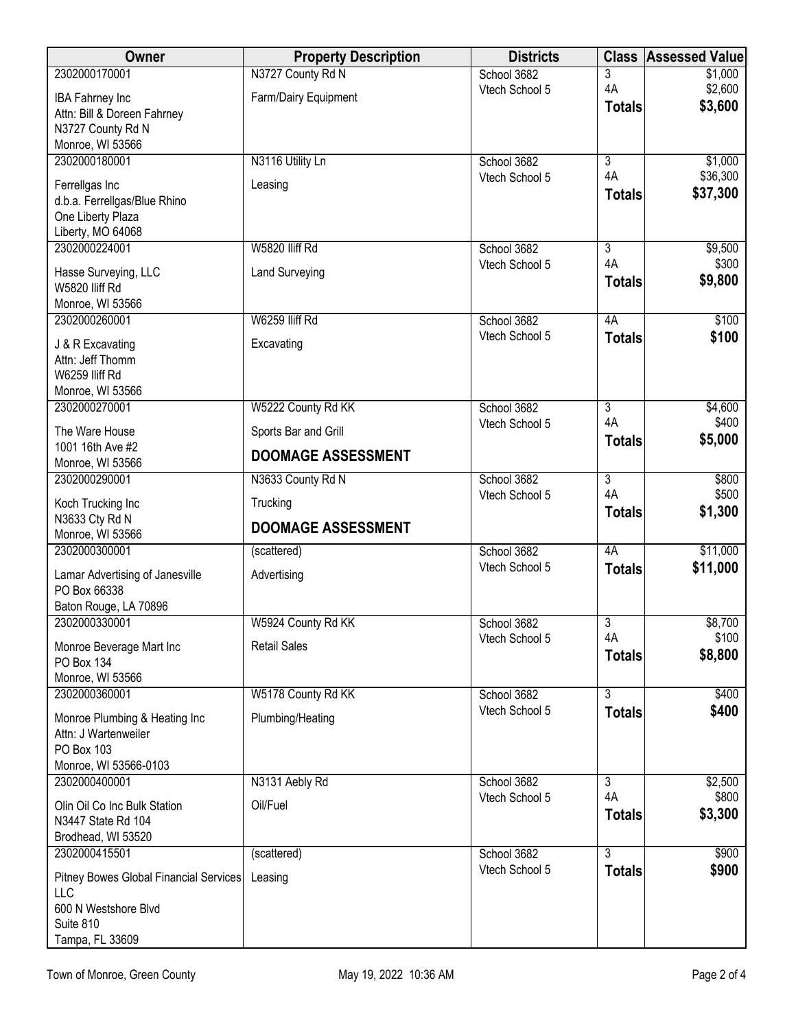| Owner | Property Description | Districts | Class | Assessed Value |
|---|---|---|---|---|
| 2302000170001<br>IBA Fahrney Inc<br>Attn: Bill & Doreen Fahrney<br>N3727 County Rd N<br>Monroe, WI 53566 | N3727 County Rd N<br>Farm/Dairy Equipment | School 3682<br>Vtech School 5 | 3<br>4A<br>**Totals** | $1,000<br>$2,600<br>**$3,600** |
| 2302000180001<br>Ferrellgas Inc<br>d.b.a. Ferrellgas/Blue Rhino<br>One Liberty Plaza<br>Liberty, MO 64068 | N3116 Utility Ln<br>Leasing | School 3682<br>Vtech School 5 | 3<br>4A<br>**Totals** | $1,000<br>$36,300<br>**$37,300** |
| 2302000224001<br>Hasse Surveying, LLC<br>W5820 Iliff Rd<br>Monroe, WI 53566 | W5820 Iliff Rd<br>Land Surveying | School 3682<br>Vtech School 5 | 3<br>4A<br>**Totals** | $9,500<br>$300<br>**$9,800** |
| 2302000260001<br>J & R Excavating<br>Attn: Jeff Thomm<br>W6259 Iliff Rd<br>Monroe, WI 53566 | W6259 Iliff Rd<br>Excavating | School 3682<br>Vtech School 5 | 4A<br>**Totals** | $100<br>**$100** |
| 2302000270001<br>The Ware House<br>1001 16th Ave #2<br>Monroe, WI 53566 | W5222 County Rd KK<br>Sports Bar and Grill<br>**DOOMAGE ASSESSMENT** | School 3682<br>Vtech School 5 | 3<br>4A<br>**Totals** | $4,600<br>$400<br>**$5,000** |
| 2302000290001<br>Koch Trucking Inc<br>N3633 Cty Rd N<br>Monroe, WI 53566 | N3633 County Rd N<br>Trucking<br>**DOOMAGE ASSESSMENT** | School 3682<br>Vtech School 5 | 3<br>4A<br>**Totals** | $800<br>$500<br>**$1,300** |
| 2302000300001<br>Lamar Advertising of Janesville<br>PO Box 66338<br>Baton Rouge, LA 70896 | (scattered)<br>Advertising | School 3682<br>Vtech School 5 | 4A<br>**Totals** | $11,000<br>**$11,000** |
| 2302000330001<br>Monroe Beverage Mart Inc<br>PO Box 134<br>Monroe, WI 53566 | W5924 County Rd KK<br>Retail Sales | School 3682<br>Vtech School 5 | 3<br>4A<br>**Totals** | $8,700<br>$100<br>**$8,800** |
| 2302000360001<br>Monroe Plumbing & Heating Inc<br>Attn: J Wartenweiler<br>PO Box 103<br>Monroe, WI 53566-0103 | W5178 County Rd KK<br>Plumbing/Heating | School 3682<br>Vtech School 5 | 3<br>**Totals** | $400<br>**$400** |
| 2302000400001<br>Olin Oil Co Inc Bulk Station<br>N3447 State Rd 104<br>Brodhead, WI 53520 | N3131 Aebly Rd<br>Oil/Fuel | School 3682<br>Vtech School 5 | 3<br>4A<br>**Totals** | $2,500<br>$800<br>**$3,300** |
| 2302000415501<br>Pitney Bowes Global Financial Services LLC<br>600 N Westshore Blvd<br>Suite 810<br>Tampa, FL 33609 | (scattered)<br>Leasing | School 3682<br>Vtech School 5 | 3<br>**Totals** | $900<br>**$900** |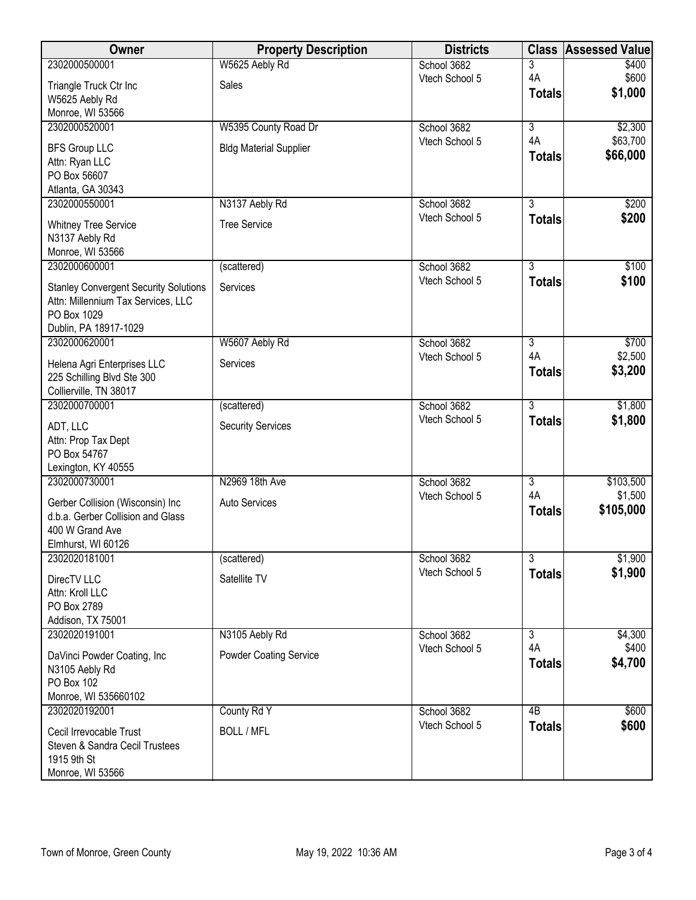| Owner | Property Description | Districts | Class | Assessed Value |
|---|---|---|---|---|
| 2302000500001<br>Triangle Truck Ctr Inc<br>W5625 Aebly Rd<br>Monroe, WI 53566 | W5625 Aebly Rd<br>Sales | School 3682<br>Vtech School 5 | 3<br>4A<br>**Totals** | $400<br>$600<br>**$1,000** |
| 2302000520001<br>BFS Group LLC<br>Attn: Ryan LLC<br>PO Box 56607<br>Atlanta, GA 30343 | W5395 County Road Dr<br>Bldg Material Supplier | School 3682<br>Vtech School 5 | 3<br>4A<br>**Totals** | $2,300<br>$63,700<br>**$66,000** |
| 2302000550001<br>Whitney Tree Service<br>N3137 Aebly Rd<br>Monroe, WI 53566 | N3137 Aebly Rd<br>Tree Service | School 3682<br>Vtech School 5 | 3<br>**Totals** | $200<br>**$200** |
| 2302000600001<br>Stanley Convergent Security Solutions<br>Attn: Millennium Tax Services, LLC<br>PO Box 1029<br>Dublin, PA 18917-1029 | (scattered)<br>Services | School 3682<br>Vtech School 5 | 3<br>**Totals** | $100<br>**$100** |
| 2302000620001<br>Helena Agri Enterprises LLC<br>225 Schilling Blvd Ste 300<br>Collierville, TN 38017 | W5607 Aebly Rd<br>Services | School 3682<br>Vtech School 5 | 3<br>4A<br>**Totals** | $700<br>$2,500<br>**$3,200** |
| 2302000700001<br>ADT, LLC<br>Attn: Prop Tax Dept<br>PO Box 54767<br>Lexington, KY 40555 | (scattered)<br>Security Services | School 3682<br>Vtech School 5 | 3<br>**Totals** | $1,800<br>**$1,800** |
| 2302000730001<br>Gerber Collision (Wisconsin) Inc<br>d.b.a. Gerber Collision and Glass<br>400 W Grand Ave<br>Elmhurst, WI 60126 | N2969 18th Ave<br>Auto Services | School 3682<br>Vtech School 5 | 3<br>4A<br>**Totals** | $103,500<br>$1,500<br>**$105,000** |
| 2302020181001<br>DirecTV LLC<br>Attn: Kroll LLC<br>PO Box 2789<br>Addison, TX 75001 | (scattered)<br>Satellite TV | School 3682<br>Vtech School 5 | 3<br>**Totals** | $1,900<br>**$1,900** |
| 2302020191001<br>DaVinci Powder Coating, Inc<br>N3105 Aebly Rd<br>PO Box 102<br>Monroe, WI 535660102 | N3105 Aebly Rd<br>Powder Coating Service | School 3682<br>Vtech School 5 | 3<br>4A<br>**Totals** | $4,300<br>$400<br>**$4,700** |
| 2302020192001<br>Cecil Irrevocable Trust<br>Steven & Sandra Cecil Trustees<br>1915 9th St<br>Monroe, WI 53566 | County Rd Y<br>BOLL / MFL | School 3682<br>Vtech School 5 | 4B<br>**Totals** | $600<br>**$600** |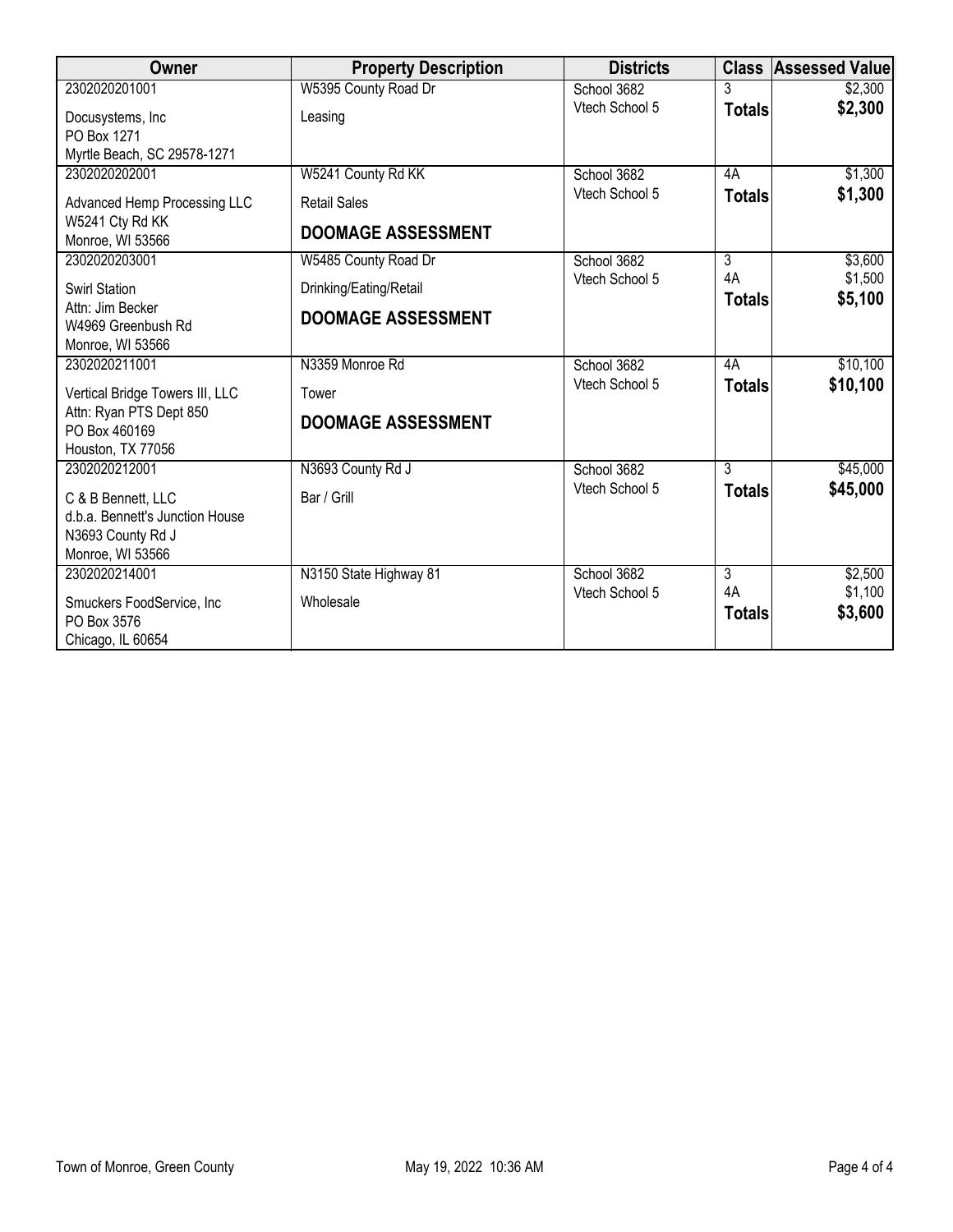| Owner | Property Description | Districts | Class | Assessed Value |
|---|---|---|---|---|
| 2302020201001<br>Docusystems, Inc<br>PO Box 1271<br>Myrtle Beach, SC 29578-1271 | W5395 County Road Dr<br>Leasing | School 3682<br>Vtech School 5 | 3<br>**Totals** | \$2,300<br>**\$2,300** |
| 2302020202001<br>Advanced Hemp Processing LLC<br>W5241 Cty Rd KK<br>Monroe, WI 53566 | W5241 County Rd KK<br>Retail Sales<br>**DOOMAGE ASSESSMENT** | School 3682<br>Vtech School 5 | 4A<br>**Totals** | \$1,300<br>**\$1,300** |
| 2302020203001<br>Swirl Station<br>Attn: Jim Becker<br>W4969 Greenbush Rd<br>Monroe, WI 53566 | W5485 County Road Dr<br>Drinking/Eating/Retail<br>**DOOMAGE ASSESSMENT** | School 3682<br>Vtech School 5 | 3<br>4A<br>**Totals** | \$3,600<br>\$1,500<br>**\$5,100** |
| 2302020211001<br>Vertical Bridge Towers III, LLC<br>Attn: Ryan PTS Dept 850<br>PO Box 460169<br>Houston, TX 77056 | N3359 Monroe Rd<br>Tower<br>**DOOMAGE ASSESSMENT** | School 3682<br>Vtech School 5 | 4A<br>**Totals** | \$10,100<br>**\$10,100** |
| 2302020212001<br>C & B Bennett, LLC<br>d.b.a. Bennett's Junction House<br>N3693 County Rd J<br>Monroe, WI 53566 | N3693 County Rd J<br>Bar / Grill | School 3682<br>Vtech School 5 | 3<br>**Totals** | \$45,000<br>**\$45,000** |
| 2302020214001<br>Smuckers FoodService, Inc<br>PO Box 3576<br>Chicago, IL 60654 | N3150 State Highway 81<br>Wholesale | School 3682<br>Vtech School 5 | 3<br>4A<br>**Totals** | \$2,500<br>\$1,100<br>**\$3,600** |

Town of Monroe, Green County

May 19, 2022 10:36 AM